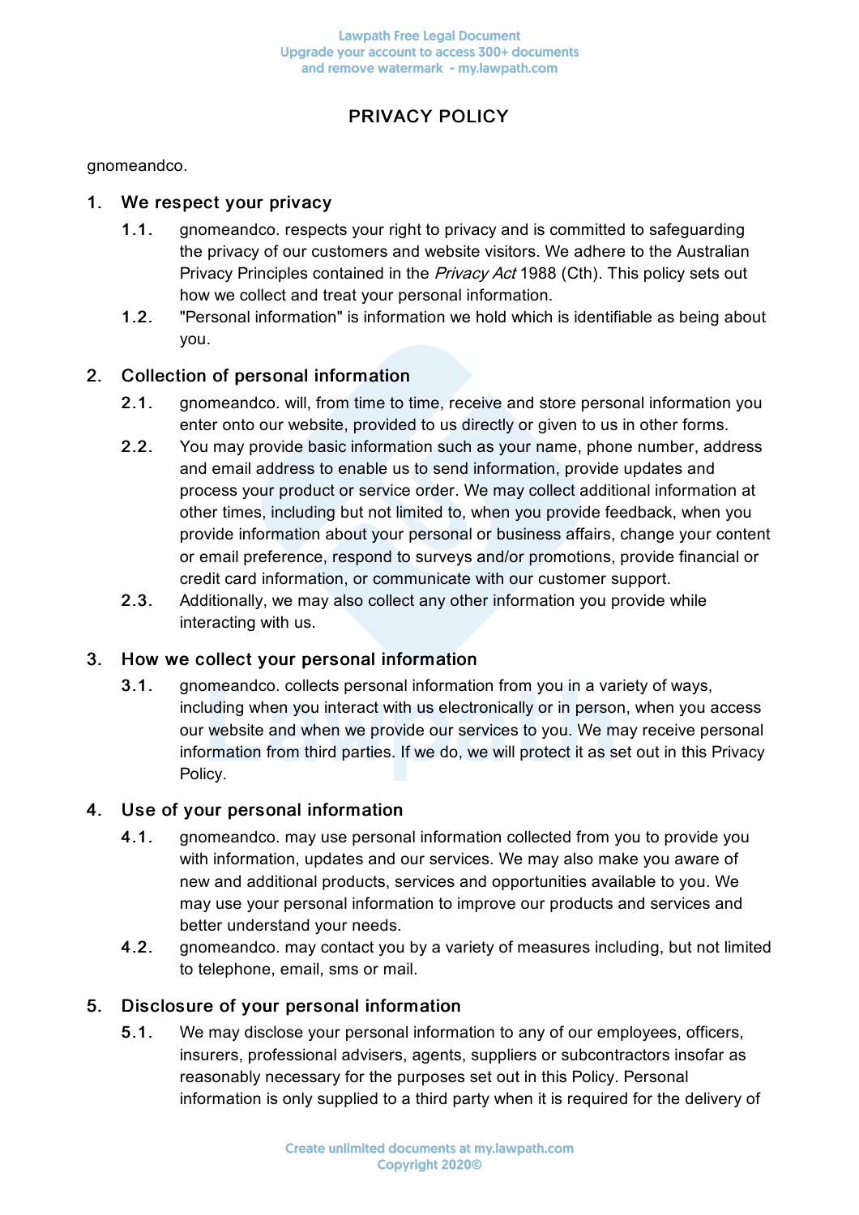# PRIVACY POLICY

gnomeandco.

## 1. We respect your privacy

1.1. gnomeandco. respects your right to privacy and is committed to safeguarding the privacy of our customers and website visitors. We adhere to the Australian Privacy Principles contained in the *Privacy Act* 1988 (Cth). This policy sets out how we collect and treat your personal information.

1.2. "Personal information" is information we hold which is identifiable as being about you.

## 2. Collection of personal information

2.1. gnomeandco. will, from time to time, receive and store personal information you enter onto our website, provided to us directly or given to us in other forms.

2.2. You may provide basic information such as your name, phone number, address and email address to enable us to send information, provide updates and process your product or service order. We may collect additional information at other times, including but not limited to, when you provide feedback, when you provide information about your personal or business affairs, change your content or email preference, respond to surveys and/or promotions, provide financial or credit card information, or communicate with our customer support.

2.3. Additionally, we may also collect any other information you provide while interacting with us.

## 3. How we collect your personal information

3.1. gnomeandco. collects personal information from you in a variety of ways, including when you interact with us electronically or in person, when you access our website and when we provide our services to you. We may receive personal information from third parties. If we do, we will protect it as set out in this Privacy Policy.

## 4. Use of your personal information

4.1. gnomeandco. may use personal information collected from you to provide you with information, updates and our services. We may also make you aware of new and additional products, services and opportunities available to you. We may use your personal information to improve our products and services and better understand your needs.

4.2. gnomeandco. may contact you by a variety of measures including, but not limited to telephone, email, sms or mail.

## 5. Disclosure of your personal information

5.1. We may disclose your personal information to any of our employees, officers, insurers, professional advisers, agents, suppliers or subcontractors insofar as reasonably necessary for the purposes set out in this Policy. Personal information is only supplied to a third party when it is required for the delivery of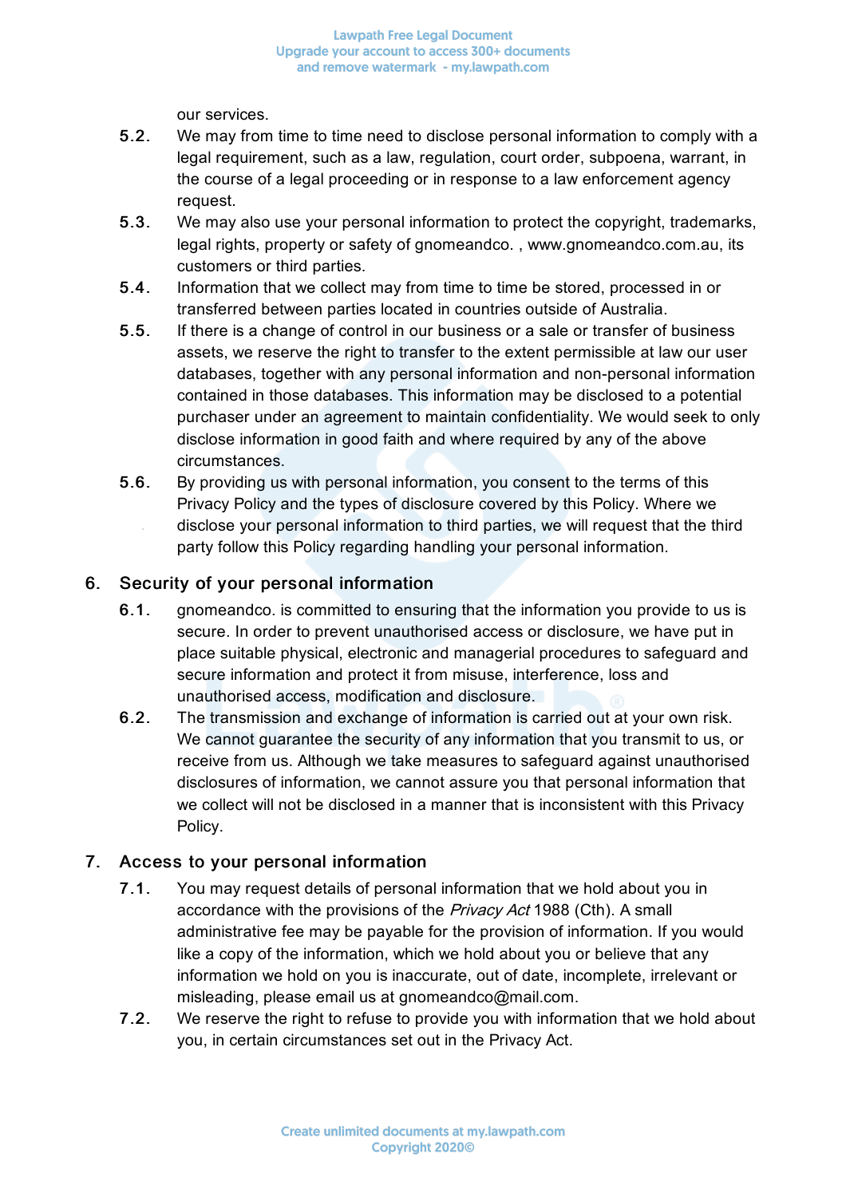our services.

5.2. We may from time to time need to disclose personal information to comply with a legal requirement, such as a law, regulation, court order, subpoena, warrant, in the course of a legal proceeding or in response to a law enforcement agency request.

5.3. We may also use your personal information to protect the copyright, trademarks, legal rights, property or safety of gnomeandco. , www.gnomeandco.com.au, its customers or third parties.

5.4. Information that we collect may from time to time be stored, processed in or transferred between parties located in countries outside of Australia.

5.5. If there is a change of control in our business or a sale or transfer of business assets, we reserve the right to transfer to the extent permissible at law our user databases, together with any personal information and non-personal information contained in those databases. This information may be disclosed to a potential purchaser under an agreement to maintain confidentiality. We would seek to only disclose information in good faith and where required by any of the above circumstances.

5.6. By providing us with personal information, you consent to the terms of this Privacy Policy and the types of disclosure covered by this Policy. Where we disclose your personal information to third parties, we will request that the third party follow this Policy regarding handling your personal information.

## 6. Security of your personal information

6.1. gnomeandco. is committed to ensuring that the information you provide to us is secure. In order to prevent unauthorised access or disclosure, we have put in place suitable physical, electronic and managerial procedures to safeguard and secure information and protect it from misuse, interference, loss and unauthorised access, modification and disclosure.

6.2. The transmission and exchange of information is carried out at your own risk. We cannot guarantee the security of any information that you transmit to us, or receive from us. Although we take measures to safeguard against unauthorised disclosures of information, we cannot assure you that personal information that we collect will not be disclosed in a manner that is inconsistent with this Privacy Policy.

## 7. Access to your personal information

7.1. You may request details of personal information that we hold about you in accordance with the provisions of the *Privacy Act* 1988 (Cth). A small administrative fee may be payable for the provision of information. If you would like a copy of the information, which we hold about you or believe that any information we hold on you is inaccurate, out of date, incomplete, irrelevant or misleading, please email us at gnomeandco@mail.com.

7.2. We reserve the right to refuse to provide you with information that we hold about you, in certain circumstances set out in the Privacy Act.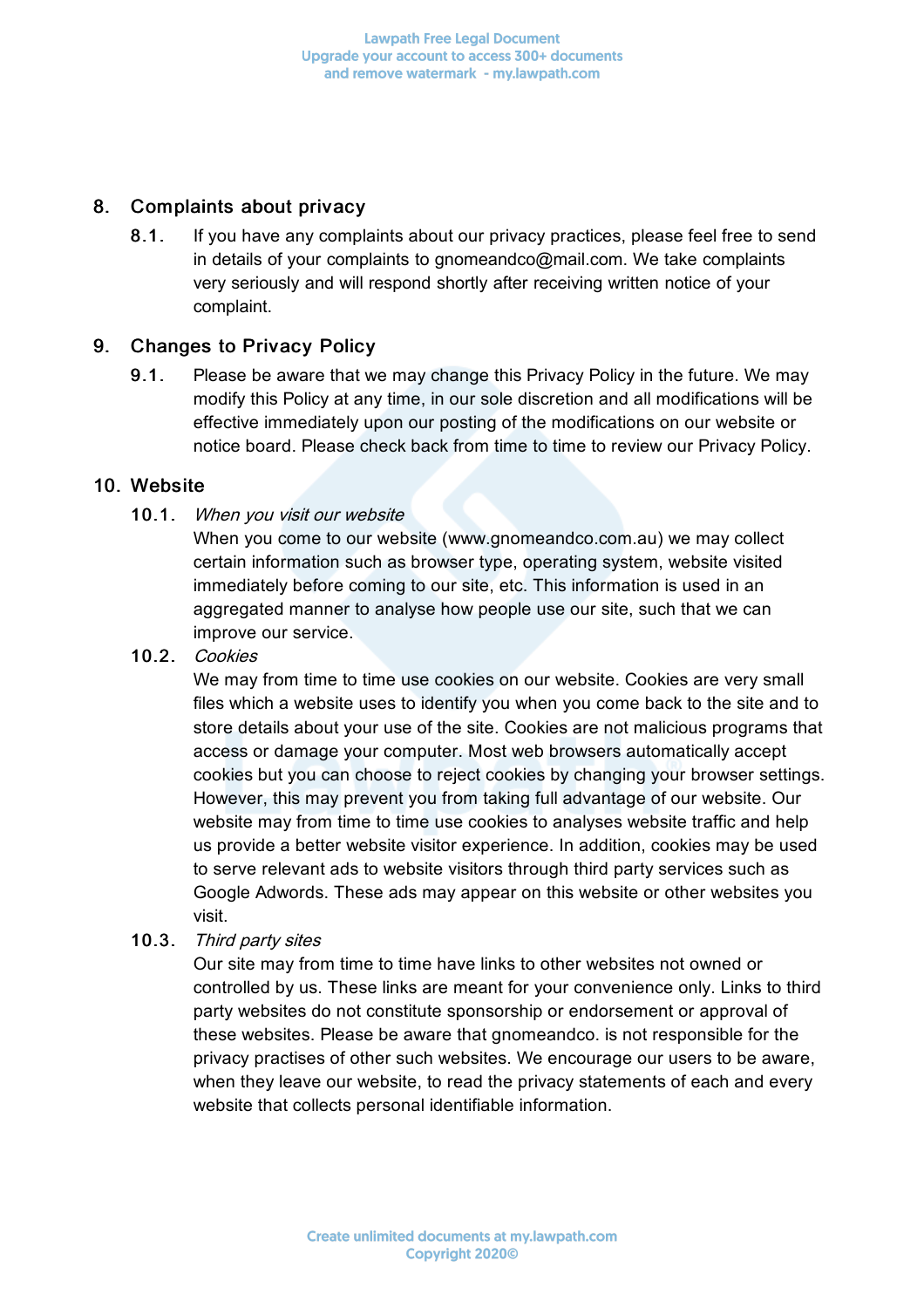## 8. Complaints about privacy

8.1. If you have any complaints about our privacy practices, please feel free to send in details of your complaints to gnomeandco@mail.com. We take complaints very seriously and will respond shortly after receiving written notice of your complaint.

## 9. Changes to Privacy Policy

9.1. Please be aware that we may change this Privacy Policy in the future. We may modify this Policy at any time, in our sole discretion and all modifications will be effective immediately upon our posting of the modifications on our website or notice board. Please check back from time to time to review our Privacy Policy.

## 10. Website

10.1. *When you visit our website*
When you come to our website (www.gnomeandco.com.au) we may collect certain information such as browser type, operating system, website visited immediately before coming to our site, etc. This information is used in an aggregated manner to analyse how people use our site, such that we can improve our service.

10.2. *Cookies*
We may from time to time use cookies on our website. Cookies are very small files which a website uses to identify you when you come back to the site and to store details about your use of the site. Cookies are not malicious programs that access or damage your computer. Most web browsers automatically accept cookies but you can choose to reject cookies by changing your browser settings. However, this may prevent you from taking full advantage of our website. Our website may from time to time use cookies to analyses website traffic and help us provide a better website visitor experience. In addition, cookies may be used to serve relevant ads to website visitors through third party services such as Google Adwords. These ads may appear on this website or other websites you visit.

10.3. *Third party sites*
Our site may from time to time have links to other websites not owned or controlled by us. These links are meant for your convenience only. Links to third party websites do not constitute sponsorship or endorsement or approval of these websites. Please be aware that gnomeandco. is not responsible for the privacy practises of other such websites. We encourage our users to be aware, when they leave our website, to read the privacy statements of each and every website that collects personal identifiable information.